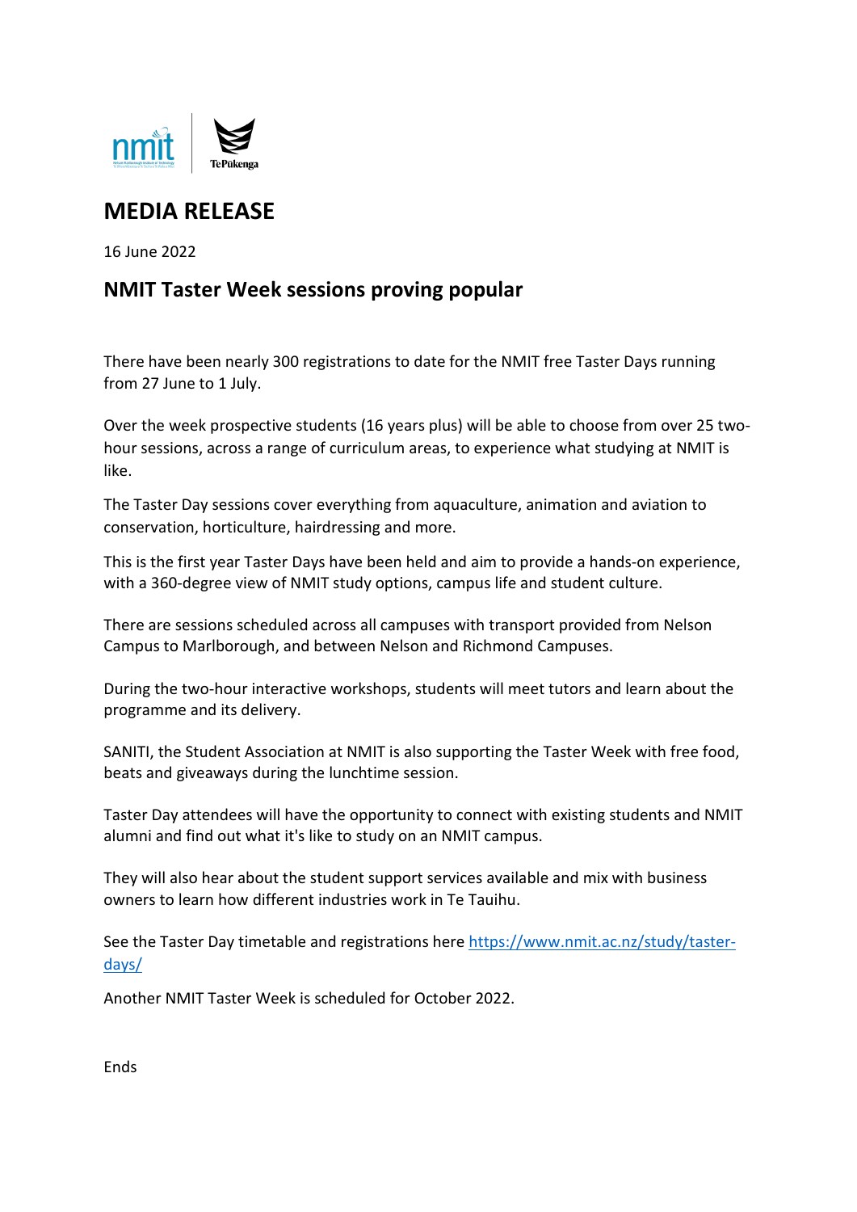# MEDIA RELEASE

16 June 2022

## NMIT Taster Week sessions proving popular

There have been nearly 300 registrations to date for the NMIT free Taster Days running from 27 June to 1 July.

Over the week prospective students (16 years plus) will be able to choose from over 25 two-hour sessions, across a range of curriculum areas, to experience what studying at NMIT is like.

The Taster Day sessions cover everything from aquaculture, animation and aviation to conservation, horticulture, hairdressing and more.

This is the first year Taster Days have been held and aim to provide a hands-on experience, with a 360-degree view of NMIT study options, campus life and student culture.

There are sessions scheduled across all campuses with transport provided from Nelson Campus to Marlborough, and between Nelson and Richmond Campuses.

During the two-hour interactive workshops, students will meet tutors and learn about the programme and its delivery.

SANITI, the Student Association at NMIT is also supporting the Taster Week with free food, beats and giveaways during the lunchtime session.

Taster Day attendees will have the opportunity to connect with existing students and NMIT alumni and find out what it's like to study on an NMIT campus.

They will also hear about the student support services available and mix with business owners to learn how different industries work in Te Tauihu.

See the Taster Day timetable and registrations here [https://www.nmit.ac.nz/study/taster-days/](https://www.nmit.ac.nz/study/taster-days/)

Another NMIT Taster Week is scheduled for October 2022.

Ends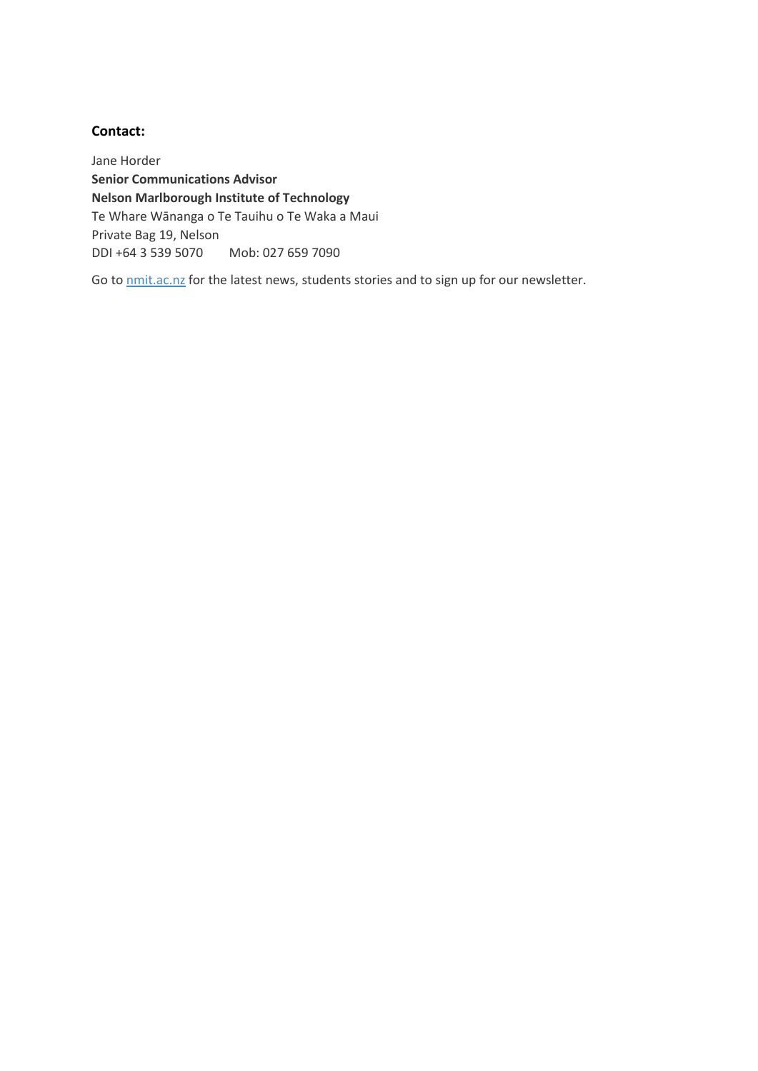**Contact:**

Jane Horder  
**Senior Communications Advisor**  
**Nelson Marlborough Institute of Technology**  
Te Whare Wānanga o Te Tauihu o Te Waka a Maui  
Private Bag 19, Nelson  
DDI +64 3 539 5070    Mob: 027 659 7090

Go to nmit.ac.nz for the latest news, students stories and to sign up for our newsletter.